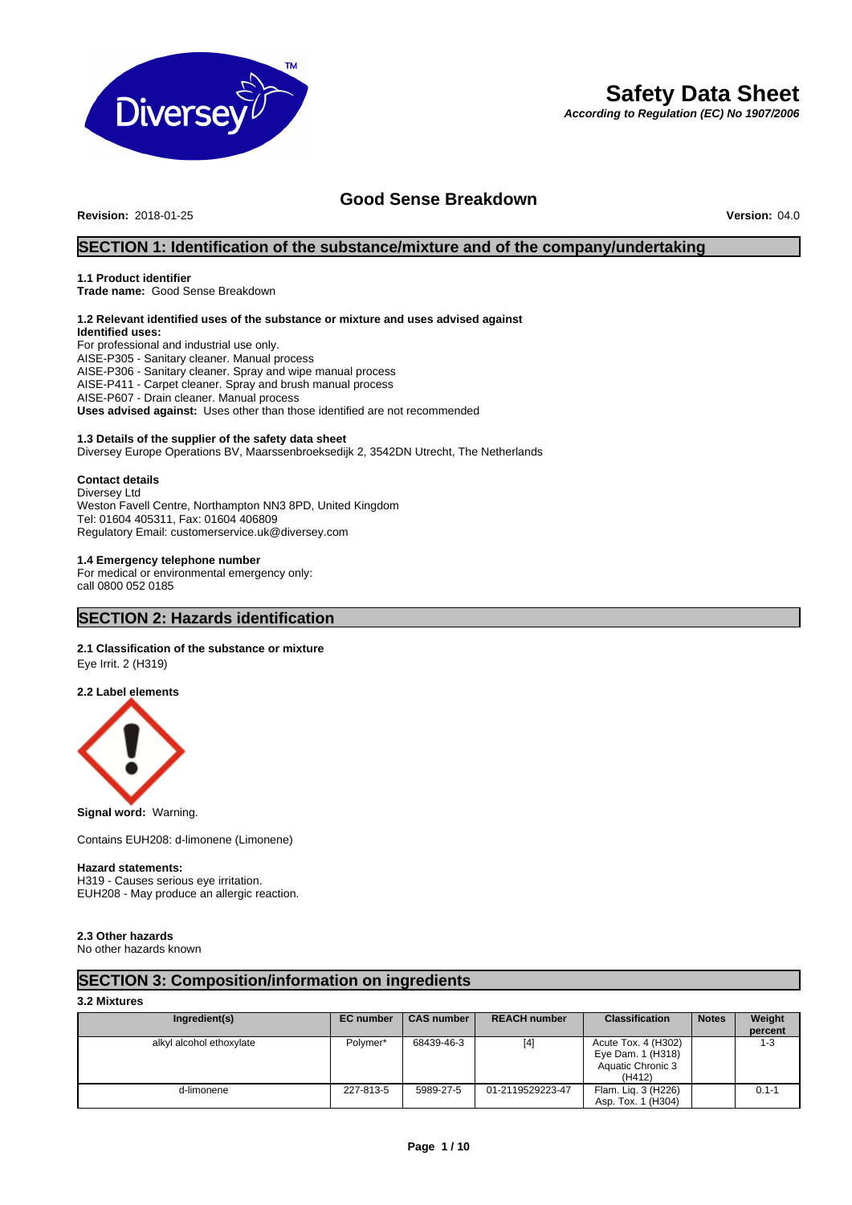# Safety Data Sheet

***According to Regulation (EC) No 1907/2006***

## Good Sense Breakdown

**Revision:** 2018-01-25 **Version:** 04.0

## SECTION 1: Identification of the substance/mixture and of the company/undertaking

**1.1 Product identifier**
**Trade name:** Good Sense Breakdown

**1.2 Relevant identified uses of the substance or mixture and uses advised against**
**Identified uses:**
For professional and industrial use only.
AISE-P305 - Sanitary cleaner. Manual process
AISE-P306 - Sanitary cleaner. Spray and wipe manual process
AISE-P411 - Carpet cleaner. Spray and brush manual process
AISE-P607 - Drain cleaner. Manual process
**Uses advised against:** Uses other than those identified are not recommended

**1.3 Details of the supplier of the safety data sheet**
Diversey Europe Operations BV, Maarssenbroeksedijk 2, 3542DN Utrecht, The Netherlands

**Contact details**
Diversey Ltd
Weston Favell Centre, Northampton NN3 8PD, United Kingdom
Tel: 01604 405311, Fax: 01604 406809
Regulatory Email: customerservice.uk@diversey.com

**1.4 Emergency telephone number**
For medical or environmental emergency only:
call 0800 052 0185

## SECTION 2: Hazards identification

**2.1 Classification of the substance or mixture**
Eye Irrit. 2 (H319)

**2.2 Label elements**

**Signal word:** Warning.

Contains EUH208: d-limonene (Limonene)

**Hazard statements:**
H319 - Causes serious eye irritation.
EUH208 - May produce an allergic reaction.

**2.3 Other hazards**
No other hazards known

## SECTION 3: Composition/information on ingredients

**3.2 Mixtures**

| Ingredient(s) | EC number | CAS number | REACH number | Classification | Notes | Weight percent |
|---|---|---|---|---|---|---|
| alkyl alcohol ethoxylate | Polymer* | 68439-46-3 | [4] | Acute Tox. 4 (H302) Eye Dam. 1 (H318) Aquatic Chronic 3 (H412) | | 1-3 |
| d-limonene | 227-813-5 | 5989-27-5 | 01-2119529223-47 | Flam. Liq. 3 (H226) Asp. Tox. 1 (H304) | | 0.1-1 |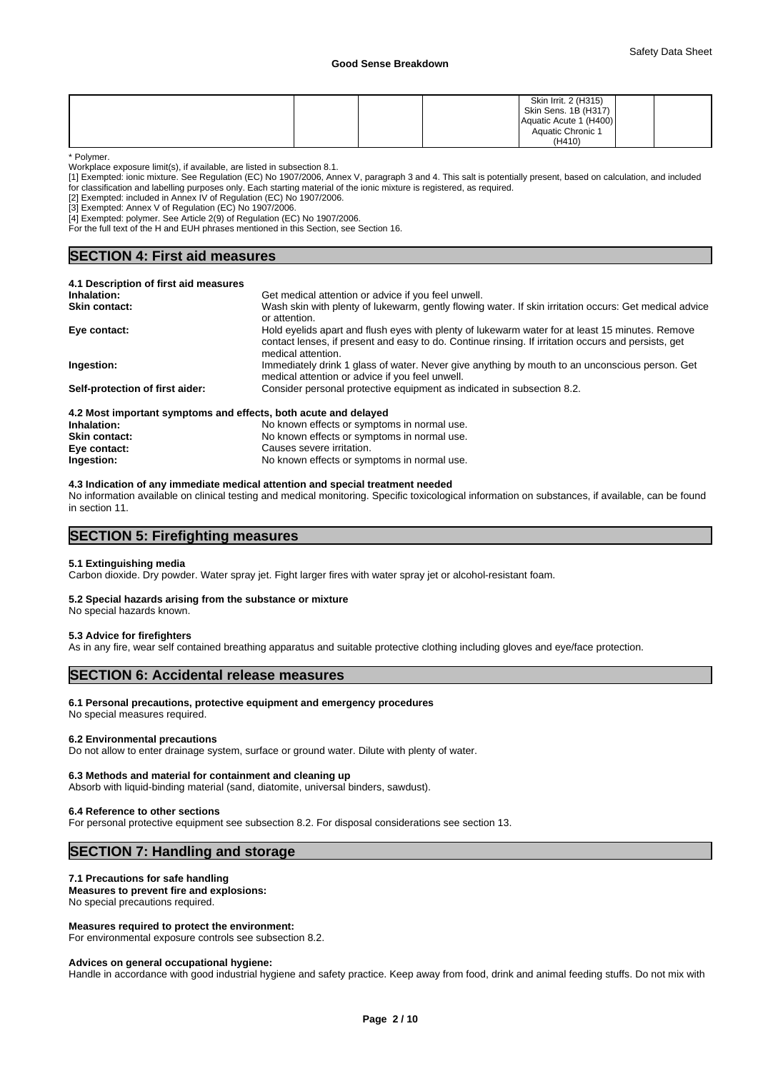|  |  |  |  | Skin Irrit. 2 (H315)<br>Skin Sens. 1B (H317)<br>Aquatic Acute 1 (H400)<br>Aquatic Chronic 1 (H410) |  |  |
|---|---|---|---|---|---|---|

\* Polymer.

Workplace exposure limit(s), if available, are listed in subsection 8.1.

[1] Exempted: ionic mixture. See Regulation (EC) No 1907/2006, Annex V, paragraph 3 and 4. This salt is potentially present, based on calculation, and included for classification and labelling purposes only. Each starting material of the ionic mixture is registered, as required.

[2] Exempted: included in Annex IV of Regulation (EC) No 1907/2006.

[3] Exempted: Annex V of Regulation (EC) No 1907/2006.

[4] Exempted: polymer. See Article 2(9) of Regulation (EC) No 1907/2006.

For the full text of the H and EUH phrases mentioned in this Section, see Section 16.

## SECTION 4: First aid measures

### 4.1 Description of first aid measures

**Inhalation:** Get medical attention or advice if you feel unwell.

**Skin contact:** Wash skin with plenty of lukewarm, gently flowing water. If skin irritation occurs: Get medical advice or attention.

**Eye contact:** Hold eyelids apart and flush eyes with plenty of lukewarm water for at least 15 minutes. Remove contact lenses, if present and easy to do. Continue rinsing. If irritation occurs and persists, get medical attention.

**Ingestion:** Immediately drink 1 glass of water. Never give anything by mouth to an unconscious person. Get medical attention or advice if you feel unwell.

**Self-protection of first aider:** Consider personal protective equipment as indicated in subsection 8.2.

### 4.2 Most important symptoms and effects, both acute and delayed

**Inhalation:** No known effects or symptoms in normal use.

**Skin contact:** No known effects or symptoms in normal use.

**Eye contact:** Causes severe irritation.

**Ingestion:** No known effects or symptoms in normal use.

### 4.3 Indication of any immediate medical attention and special treatment needed

No information available on clinical testing and medical monitoring. Specific toxicological information on substances, if available, can be found in section 11.

## SECTION 5: Firefighting measures

### 5.1 Extinguishing media

Carbon dioxide. Dry powder. Water spray jet. Fight larger fires with water spray jet or alcohol-resistant foam.

### 5.2 Special hazards arising from the substance or mixture

No special hazards known.

### 5.3 Advice for firefighters

As in any fire, wear self contained breathing apparatus and suitable protective clothing including gloves and eye/face protection.

## SECTION 6: Accidental release measures

### 6.1 Personal precautions, protective equipment and emergency procedures

No special measures required.

### 6.2 Environmental precautions

Do not allow to enter drainage system, surface or ground water. Dilute with plenty of water.

### 6.3 Methods and material for containment and cleaning up

Absorb with liquid-binding material (sand, diatomite, universal binders, sawdust).

### 6.4 Reference to other sections

For personal protective equipment see subsection 8.2. For disposal considerations see section 13.

## SECTION 7: Handling and storage

### 7.1 Precautions for safe handling

**Measures to prevent fire and explosions:**

No special precautions required.

**Measures required to protect the environment:**

For environmental exposure controls see subsection 8.2.

**Advices on general occupational hygiene:**

Handle in accordance with good industrial hygiene and safety practice. Keep away from food, drink and animal feeding stuffs. Do not mix with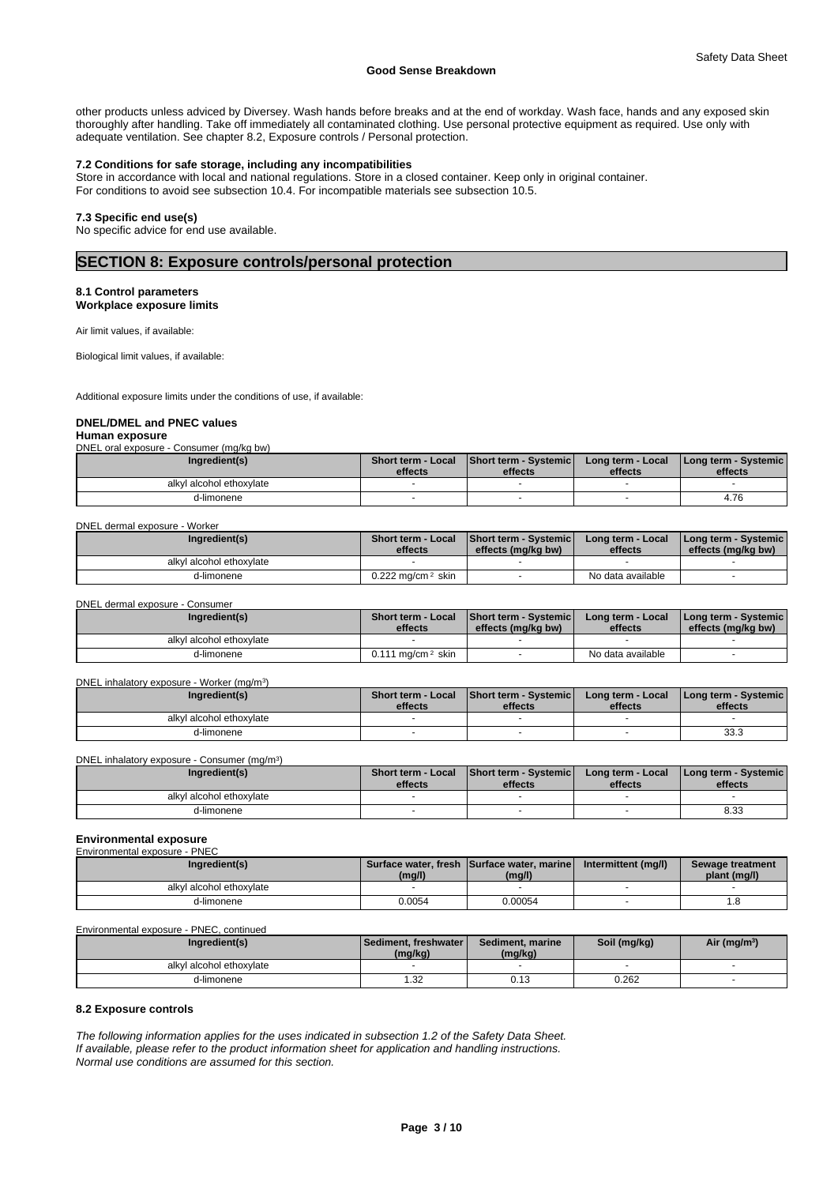other products unless adviced by Diversey. Wash hands before breaks and at the end of workday. Wash face, hands and any exposed skin thoroughly after handling. Take off immediately all contaminated clothing. Use personal protective equipment as required. Use only with adequate ventilation. See chapter 8.2, Exposure controls / Personal protection.

### 7.2 Conditions for safe storage, including any incompatibilities

Store in accordance with local and national regulations. Store in a closed container. Keep only in original container.
For conditions to avoid see subsection 10.4. For incompatible materials see subsection 10.5.

### 7.3 Specific end use(s)

No specific advice for end use available.

## SECTION 8: Exposure controls/personal protection

### 8.1 Control parameters

**Workplace exposure limits**

Air limit values, if available:

Biological limit values, if available:

Additional exposure limits under the conditions of use, if available:

### DNEL/DMEL and PNEC values

**Human exposure**

DNEL oral exposure - Consumer (mg/kg bw)

| Ingredient(s) | Short term - Local effects | Short term - Systemic effects | Long term - Local effects | Long term - Systemic effects |
|---|---|---|---|---|
| alkyl alcohol ethoxylate | - | - | - | - |
| d-limonene | - | - | - | 4.76 |

DNEL dermal exposure - Worker

| Ingredient(s) | Short term - Local effects | Short term - Systemic effects (mg/kg bw) | Long term - Local effects | Long term - Systemic effects (mg/kg bw) |
|---|---|---|---|---|
| alkyl alcohol ethoxylate | - | - | - | - |
| d-limonene | 0.222 mg/cm $^2$ skin | - | No data available | - |

DNEL dermal exposure - Consumer

| Ingredient(s) | Short term - Local effects | Short term - Systemic effects (mg/kg bw) | Long term - Local effects | Long term - Systemic effects (mg/kg bw) |
|---|---|---|---|---|
| alkyl alcohol ethoxylate | - | - | - | - |
| d-limonene | 0.111 mg/cm $^2$ skin | - | No data available | - |

DNEL inhalatory exposure - Worker (mg/m $^3$)

| Ingredient(s) | Short term - Local effects | Short term - Systemic effects | Long term - Local effects | Long term - Systemic effects |
|---|---|---|---|---|
| alkyl alcohol ethoxylate | - | - | - | - |
| d-limonene | - | - | - | 33.3 |

DNEL inhalatory exposure - Consumer (mg/m $^3$)

| Ingredient(s) | Short term - Local effects | Short term - Systemic effects | Long term - Local effects | Long term - Systemic effects |
|---|---|---|---|---|
| alkyl alcohol ethoxylate | - | - | - | - |
| d-limonene | - | - | - | 8.33 |

**Environmental exposure**

Environmental exposure - PNEC

| Ingredient(s) | Surface water, fresh (mg/l) | Surface water, marine (mg/l) | Intermittent (mg/l) | Sewage treatment plant (mg/l) |
|---|---|---|---|---|
| alkyl alcohol ethoxylate | - | - | - | - |
| d-limonene | 0.0054 | 0.00054 | - | 1.8 |

Environmental exposure - PNEC, continued

| Ingredient(s) | Sediment, freshwater (mg/kg) | Sediment, marine (mg/kg) | Soil (mg/kg) | Air (mg/m $^3$) |
|---|---|---|---|---|
| alkyl alcohol ethoxylate | - | - | - | - |
| d-limonene | 1.32 | 0.13 | 0.262 | - |

### 8.2 Exposure controls

*The following information applies for the uses indicated in subsection 1.2 of the Safety Data Sheet.*
*If available, please refer to the product information sheet for application and handling instructions.*
*Normal use conditions are assumed for this section.*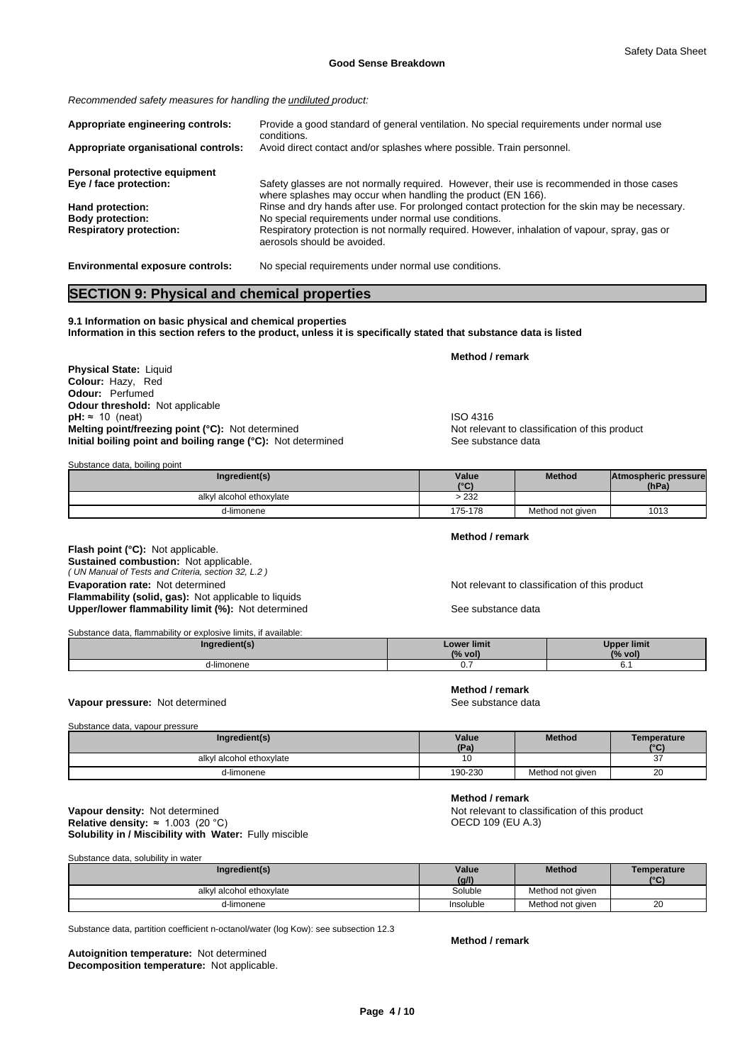*Recommended safety measures for handling the undiluted product:*

**Appropriate engineering controls:** Provide a good standard of general ventilation. No special requirements under normal use conditions.

**Appropriate organisational controls:** Avoid direct contact and/or splashes where possible. Train personnel.

**Personal protective equipment**

**Eye / face protection:** Safety glasses are not normally required. However, their use is recommended in those cases where splashes may occur when handling the product (EN 166).

**Hand protection:** Rinse and dry hands after use. For prolonged contact protection for the skin may be necessary.

**Body protection:** No special requirements under normal use conditions.

**Respiratory protection:** Respiratory protection is not normally required. However, inhalation of vapour, spray, gas or aerosols should be avoided.

**Environmental exposure controls:** No special requirements under normal use conditions.

## SECTION 9: Physical and chemical properties

**9.1 Information on basic physical and chemical properties**
**Information in this section refers to the product, unless it is specifically stated that substance data is listed**

| | Method / remark |
|---|---|
| **Physical State:** Liquid | |
| **Colour:** Hazy, Red | |
| **Odour:** Perfumed | |
| **Odour threshold:** Not applicable | |
| **pH:** ≈ 10 (neat) | ISO 4316 |
| **Melting point/freezing point (°C):** Not determined | Not relevant to classification of this product |
| **Initial boiling point and boiling range (°C):** Not determined | See substance data |

Substance data, boiling point

| Ingredient(s) | Value (°C) | Method | Atmospheric pressure (hPa) |
|---|---|---|---|
| alkyl alcohol ethoxylate | > 232 | | |
| d-limonene | 175-178 | Method not given | 1013 |

| | Method / remark |
|---|---|
| **Flash point (°C):** Not applicable. | |
| **Sustained combustion:** Not applicable. *( UN Manual of Tests and Criteria, section 32, L.2 )* | |
| **Evaporation rate:** Not determined | Not relevant to classification of this product |
| **Flammability (solid, gas):** Not applicable to liquids | |
| **Upper/lower flammability limit (%):** Not determined | See substance data |

Substance data, flammability or explosive limits, if available:

| Ingredient(s) | Lower limit (% vol) | Upper limit (% vol) |
|---|---|---|
| d-limonene | 0.7 | 6.1 |

| | Method / remark |
|---|---|
| **Vapour pressure:** Not determined | See substance data |

Substance data, vapour pressure

| Ingredient(s) | Value (Pa) | Method | Temperature (°C) |
|---|---|---|---|
| alkyl alcohol ethoxylate | 10 | | 37 |
| d-limonene | 190-230 | Method not given | 20 |

| | Method / remark |
|---|---|
| **Vapour density:** Not determined | Not relevant to classification of this product |
| **Relative density:** ≈ 1.003 (20 °C) | OECD 109 (EU A.3) |
| **Solubility in / Miscibility with Water:** Fully miscible | |

Substance data, solubility in water

| Ingredient(s) | Value (g/l) | Method | Temperature (°C) |
|---|---|---|---|
| alkyl alcohol ethoxylate | Soluble | Method not given | |
| d-limonene | Insoluble | Method not given | 20 |

Substance data, partition coefficient n-octanol/water (log Kow): see subsection 12.3

| | Method / remark |
|---|---|
| **Autoignition temperature:** Not determined | |
| **Decomposition temperature:** Not applicable. | |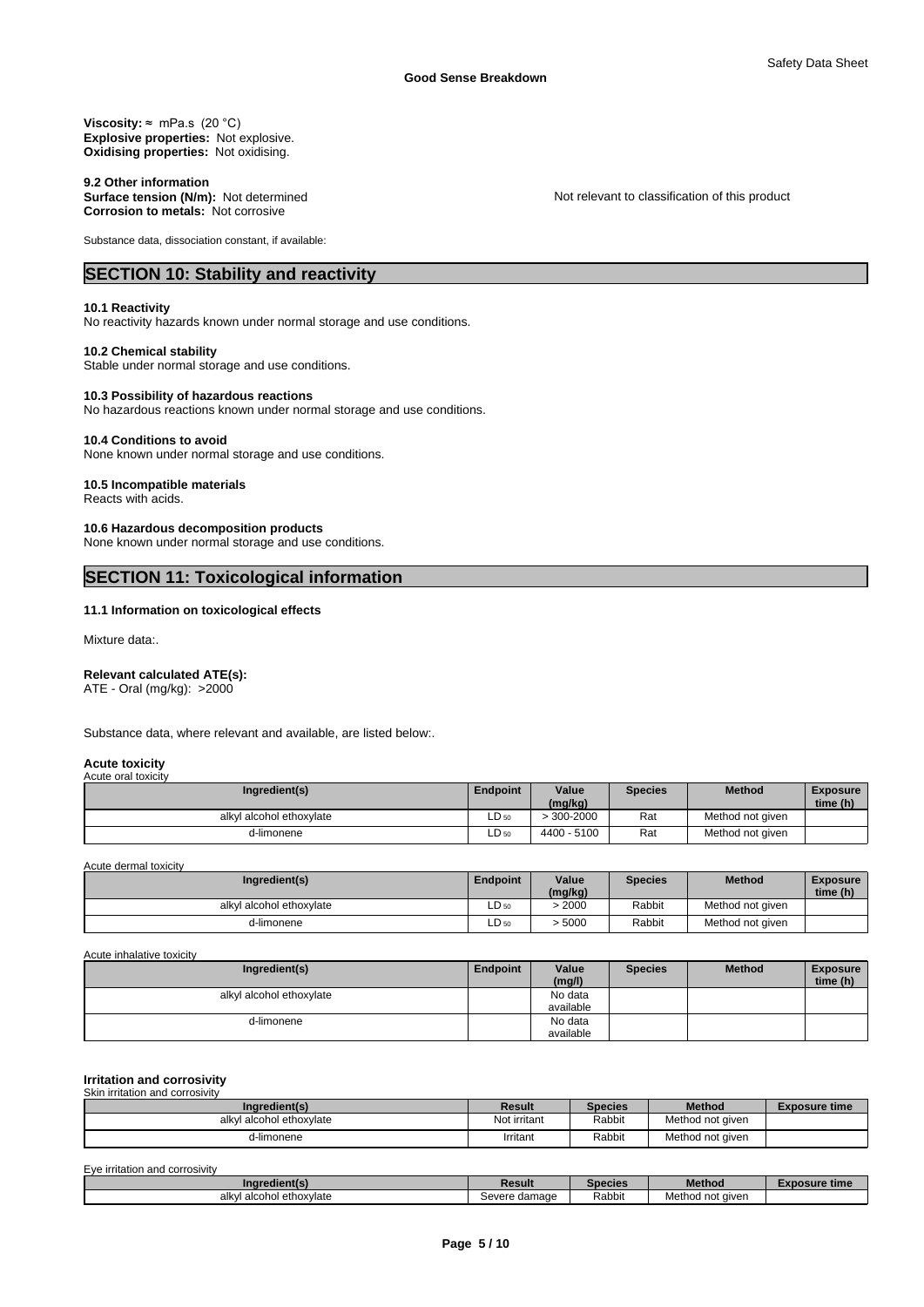**Viscosity:** ≈ mPa.s (20 °C)
**Explosive properties:** Not explosive.
**Oxidising properties:** Not oxidising.

**9.2 Other information**
**Surface tension (N/m):** Not determined — Not relevant to classification of this product
**Corrosion to metals:** Not corrosive

Substance data, dissociation constant, if available:

## SECTION 10: Stability and reactivity

**10.1 Reactivity**
No reactivity hazards known under normal storage and use conditions.

**10.2 Chemical stability**
Stable under normal storage and use conditions.

**10.3 Possibility of hazardous reactions**
No hazardous reactions known under normal storage and use conditions.

**10.4 Conditions to avoid**
None known under normal storage and use conditions.

**10.5 Incompatible materials**
Reacts with acids.

**10.6 Hazardous decomposition products**
None known under normal storage and use conditions.

## SECTION 11: Toxicological information

**11.1 Information on toxicological effects**

Mixture data:.

**Relevant calculated ATE(s):**
ATE - Oral (mg/kg): >2000

Substance data, where relevant and available, are listed below:.

**Acute toxicity**

Acute oral toxicity

| Ingredient(s) | Endpoint | Value (mg/kg) | Species | Method | Exposure time (h) |
|---|---|---|---|---|---|
| alkyl alcohol ethoxylate | $LD_{50}$ | > 300-2000 | Rat | Method not given | |
| d-limonene | $LD_{50}$ | 4400 - 5100 | Rat | Method not given | |

Acute dermal toxicity

| Ingredient(s) | Endpoint | Value (mg/kg) | Species | Method | Exposure time (h) |
|---|---|---|---|---|---|
| alkyl alcohol ethoxylate | $LD_{50}$ | > 2000 | Rabbit | Method not given | |
| d-limonene | $LD_{50}$ | > 5000 | Rabbit | Method not given | |

Acute inhalative toxicity

| Ingredient(s) | Endpoint | Value (mg/l) | Species | Method | Exposure time (h) |
|---|---|---|---|---|---|
| alkyl alcohol ethoxylate | | No data available | | | |
| d-limonene | | No data available | | | |

**Irritation and corrosivity**

Skin irritation and corrosivity

| Ingredient(s) | Result | Species | Method | Exposure time |
|---|---|---|---|---|
| alkyl alcohol ethoxylate | Not irritant | Rabbit | Method not given | |
| d-limonene | Irritant | Rabbit | Method not given | |

Eye irritation and corrosivity

| Ingredient(s) | Result | Species | Method | Exposure time |
|---|---|---|---|---|
| alkyl alcohol ethoxylate | Severe damage | Rabbit | Method not given | |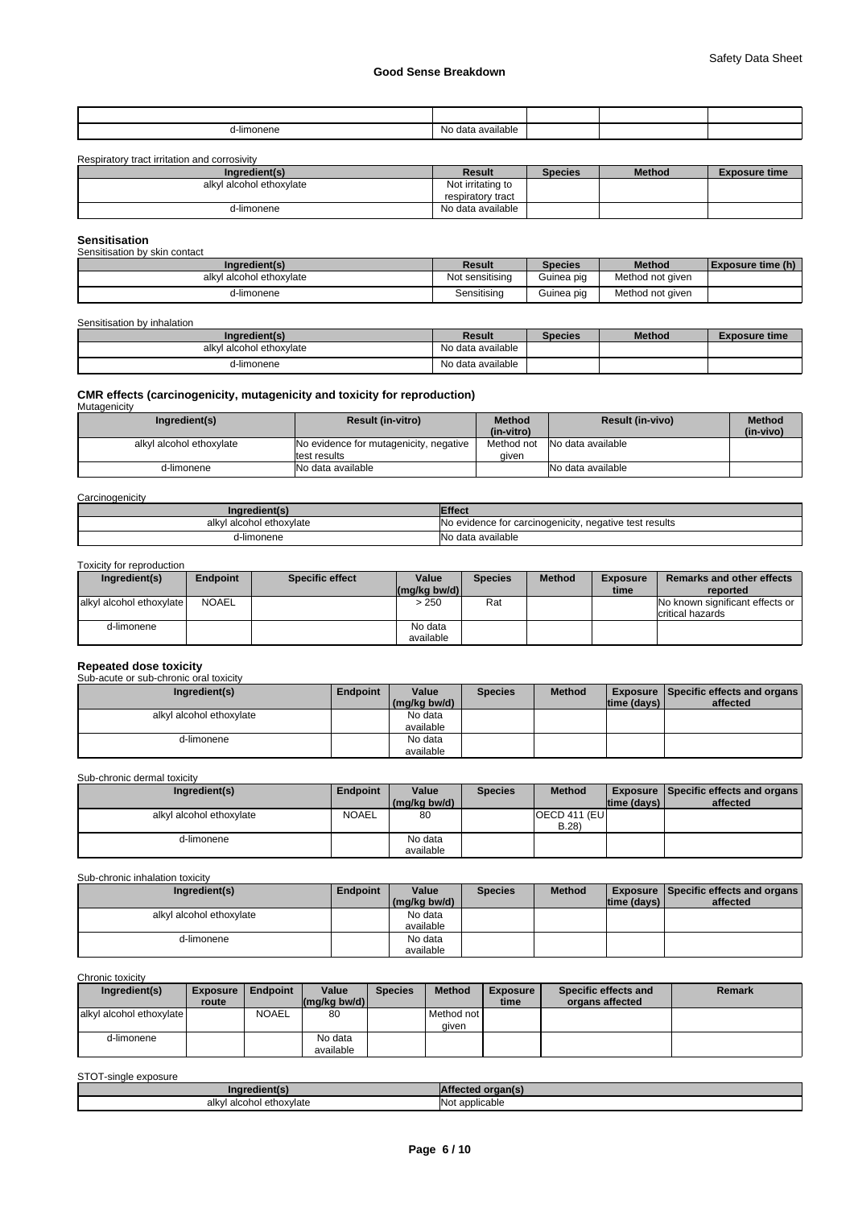| | | | | |
|---|---|---|---|---|
| d-limonene | No data available | | | |

Respiratory tract irritation and corrosivity

| Ingredient(s) | Result | Species | Method | Exposure time |
|---|---|---|---|---|
| alkyl alcohol ethoxylate | Not irritating to respiratory tract | | | |
| d-limonene | No data available | | | |

## Sensitisation

Sensitisation by skin contact

| Ingredient(s) | Result | Species | Method | Exposure time (h) |
|---|---|---|---|---|
| alkyl alcohol ethoxylate | Not sensitising | Guinea pig | Method not given | |
| d-limonene | Sensitising | Guinea pig | Method not given | |

Sensitisation by inhalation

| Ingredient(s) | Result | Species | Method | Exposure time |
|---|---|---|---|---|
| alkyl alcohol ethoxylate | No data available | | | |
| d-limonene | No data available | | | |

## CMR effects (carcinogenicity, mutagenicity and toxicity for reproduction)

Mutagenicity

| Ingredient(s) | Result (in-vitro) | Method (in-vitro) | Result (in-vivo) | Method (in-vivo) |
|---|---|---|---|---|
| alkyl alcohol ethoxylate | No evidence for mutagenicity, negative test results | Method not given | No data available | |
| d-limonene | No data available | | No data available | |

Carcinogenicity

| Ingredient(s) | Effect |
|---|---|
| alkyl alcohol ethoxylate | No evidence for carcinogenicity, negative test results |
| d-limonene | No data available |

Toxicity for reproduction

| Ingredient(s) | Endpoint | Specific effect | Value (mg/kg bw/d) | Species | Method | Exposure time | Remarks and other effects reported |
|---|---|---|---|---|---|---|---|
| alkyl alcohol ethoxylate | NOAEL | | > 250 | Rat | | | No known significant effects or critical hazards |
| d-limonene | | | No data available | | | | |

## Repeated dose toxicity

Sub-acute or sub-chronic oral toxicity

| Ingredient(s) | Endpoint | Value (mg/kg bw/d) | Species | Method | Exposure time (days) | Specific effects and organs affected |
|---|---|---|---|---|---|---|
| alkyl alcohol ethoxylate | | No data available | | | | |
| d-limonene | | No data available | | | | |

Sub-chronic dermal toxicity

| Ingredient(s) | Endpoint | Value (mg/kg bw/d) | Species | Method | Exposure time (days) | Specific effects and organs affected |
|---|---|---|---|---|---|---|
| alkyl alcohol ethoxylate | NOAEL | 80 | | OECD 411 (EU B.28) | | |
| d-limonene | | No data available | | | | |

Sub-chronic inhalation toxicity

| Ingredient(s) | Endpoint | Value (mg/kg bw/d) | Species | Method | Exposure time (days) | Specific effects and organs affected |
|---|---|---|---|---|---|---|
| alkyl alcohol ethoxylate | | No data available | | | | |
| d-limonene | | No data available | | | | |

Chronic toxicity

| Ingredient(s) | Exposure route | Endpoint | Value (mg/kg bw/d) | Species | Method | Exposure time | Specific effects and organs affected | Remark |
|---|---|---|---|---|---|---|---|---|
| alkyl alcohol ethoxylate | | NOAEL | 80 | | Method not given | | | |
| d-limonene | | | No data available | | | | | |

STOT-single exposure

| Ingredient(s) | Affected organ(s) |
|---|---|
| alkyl alcohol ethoxylate | Not applicable |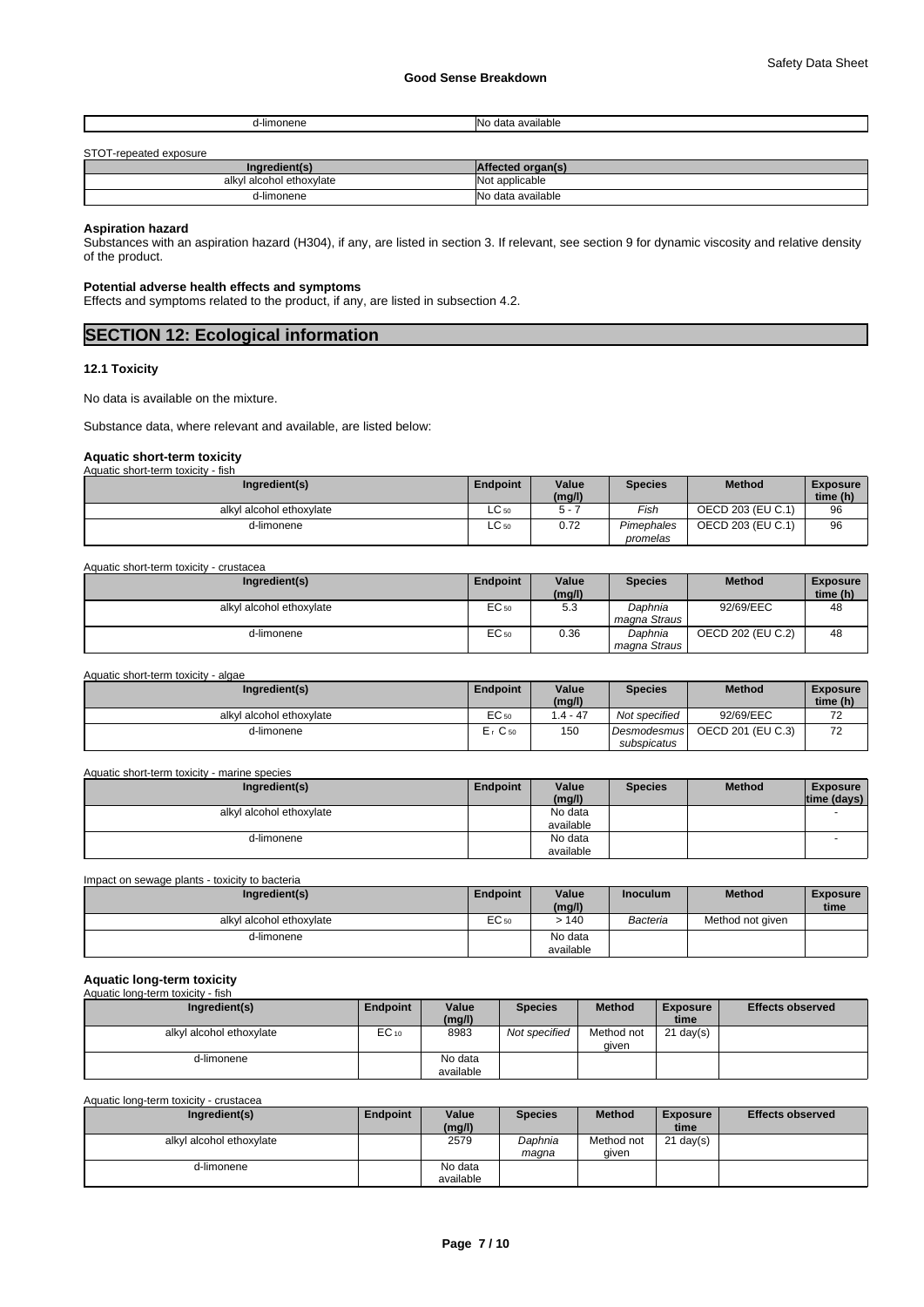| d-limonene | No data available |
|---|---|

STOT-repeated exposure

| Ingredient(s) | Affected organ(s) |
|---|---|
| alkyl alcohol ethoxylate | Not applicable |
| d-limonene | No data available |

**Aspiration hazard**
Substances with an aspiration hazard (H304), if any, are listed in section 3. If relevant, see section 9 for dynamic viscosity and relative density of the product.

**Potential adverse health effects and symptoms**
Effects and symptoms related to the product, if any, are listed in subsection 4.2.

## SECTION 12: Ecological information

### 12.1 Toxicity

No data is available on the mixture.

Substance data, where relevant and available, are listed below:

**Aquatic short-term toxicity**

Aquatic short-term toxicity - fish

| Ingredient(s) | Endpoint | Value (mg/l) | Species | Method | Exposure time (h) |
|---|---|---|---|---|---|
| alkyl alcohol ethoxylate | $LC_{50}$ | 5 - 7 | *Fish* | OECD 203 (EU C.1) | 96 |
| d-limonene | $LC_{50}$ | 0.72 | *Pimephales promelas* | OECD 203 (EU C.1) | 96 |

Aquatic short-term toxicity - crustacea

| Ingredient(s) | Endpoint | Value (mg/l) | Species | Method | Exposure time (h) |
|---|---|---|---|---|---|
| alkyl alcohol ethoxylate | $EC_{50}$ | 5.3 | *Daphnia magna Straus* | 92/69/EEC | 48 |
| d-limonene | $EC_{50}$ | 0.36 | *Daphnia magna Straus* | OECD 202 (EU C.2) | 48 |

Aquatic short-term toxicity - algae

| Ingredient(s) | Endpoint | Value (mg/l) | Species | Method | Exposure time (h) |
|---|---|---|---|---|---|
| alkyl alcohol ethoxylate | $EC_{50}$ | 1.4 - 47 | *Not specified* | 92/69/EEC | 72 |
| d-limonene | $E_rC_{50}$ | 150 | *Desmodesmus subspicatus* | OECD 201 (EU C.3) | 72 |

Aquatic short-term toxicity - marine species

| Ingredient(s) | Endpoint | Value (mg/l) | Species | Method | Exposure time (days) |
|---|---|---|---|---|---|
| alkyl alcohol ethoxylate | | No data available | | | - |
| d-limonene | | No data available | | | - |

Impact on sewage plants - toxicity to bacteria

| Ingredient(s) | Endpoint | Value (mg/l) | Inoculum | Method | Exposure time |
|---|---|---|---|---|---|
| alkyl alcohol ethoxylate | $EC_{50}$ | > 140 | *Bacteria* | Method not given | |
| d-limonene | | No data available | | | |

**Aquatic long-term toxicity**

Aquatic long-term toxicity - fish

| Ingredient(s) | Endpoint | Value (mg/l) | Species | Method | Exposure time | Effects observed |
|---|---|---|---|---|---|---|
| alkyl alcohol ethoxylate | $EC_{10}$ | 8983 | *Not specified* | Method not given | 21 day(s) | |
| d-limonene | | No data available | | | | |

Aquatic long-term toxicity - crustacea

| Ingredient(s) | Endpoint | Value (mg/l) | Species | Method | Exposure time | Effects observed |
|---|---|---|---|---|---|---|
| alkyl alcohol ethoxylate | | 2579 | *Daphnia magna* | Method not given | 21 day(s) | |
| d-limonene | | No data available | | | | |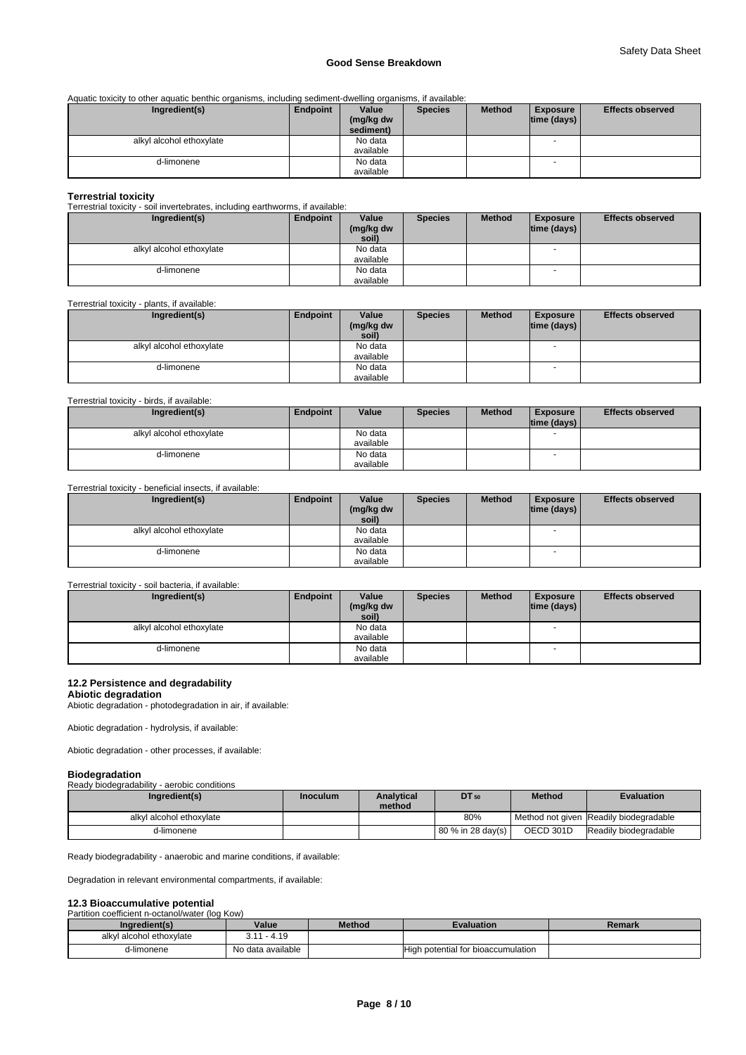Aquatic toxicity to other aquatic benthic organisms, including sediment-dwelling organisms, if available:

| Ingredient(s) | Endpoint | Value (mg/kg dw sediment) | Species | Method | Exposure time (days) | Effects observed |
|---|---|---|---|---|---|---|
| alkyl alcohol ethoxylate | | No data available | | | - | |
| d-limonene | | No data available | | | - | |

**Terrestrial toxicity**

Terrestrial toxicity - soil invertebrates, including earthworms, if available:

| Ingredient(s) | Endpoint | Value (mg/kg dw soil) | Species | Method | Exposure time (days) | Effects observed |
|---|---|---|---|---|---|---|
| alkyl alcohol ethoxylate | | No data available | | | - | |
| d-limonene | | No data available | | | - | |

Terrestrial toxicity - plants, if available:

| Ingredient(s) | Endpoint | Value (mg/kg dw soil) | Species | Method | Exposure time (days) | Effects observed |
|---|---|---|---|---|---|---|
| alkyl alcohol ethoxylate | | No data available | | | - | |
| d-limonene | | No data available | | | - | |

Terrestrial toxicity - birds, if available:

| Ingredient(s) | Endpoint | Value | Species | Method | Exposure time (days) | Effects observed |
|---|---|---|---|---|---|---|
| alkyl alcohol ethoxylate | | No data available | | | - | |
| d-limonene | | No data available | | | - | |

Terrestrial toxicity - beneficial insects, if available:

| Ingredient(s) | Endpoint | Value (mg/kg dw soil) | Species | Method | Exposure time (days) | Effects observed |
|---|---|---|---|---|---|---|
| alkyl alcohol ethoxylate | | No data available | | | - | |
| d-limonene | | No data available | | | - | |

Terrestrial toxicity - soil bacteria, if available:

| Ingredient(s) | Endpoint | Value (mg/kg dw soil) | Species | Method | Exposure time (days) | Effects observed |
|---|---|---|---|---|---|---|
| alkyl alcohol ethoxylate | | No data available | | | - | |
| d-limonene | | No data available | | | - | |

## 12.2 Persistence and degradability

**Abiotic degradation**

Abiotic degradation - photodegradation in air, if available:

Abiotic degradation - hydrolysis, if available:

Abiotic degradation - other processes, if available:

**Biodegradation**

Ready biodegradability - aerobic conditions

| Ingredient(s) | Inoculum | Analytical method | $DT_{50}$ | Method | Evaluation |
|---|---|---|---|---|---|
| alkyl alcohol ethoxylate | | | 80% | Method not given | Readily biodegradable |
| d-limonene | | | 80 % in 28 day(s) | OECD 301D | Readily biodegradable |

Ready biodegradability - anaerobic and marine conditions, if available:

Degradation in relevant environmental compartments, if available:

## 12.3 Bioaccumulative potential

Partition coefficient n-octanol/water (log Kow)

| Ingredient(s) | Value | Method | Evaluation | Remark |
|---|---|---|---|---|
| alkyl alcohol ethoxylate | 3.11 - 4.19 | | | |
| d-limonene | No data available | | High potential for bioaccumulation | |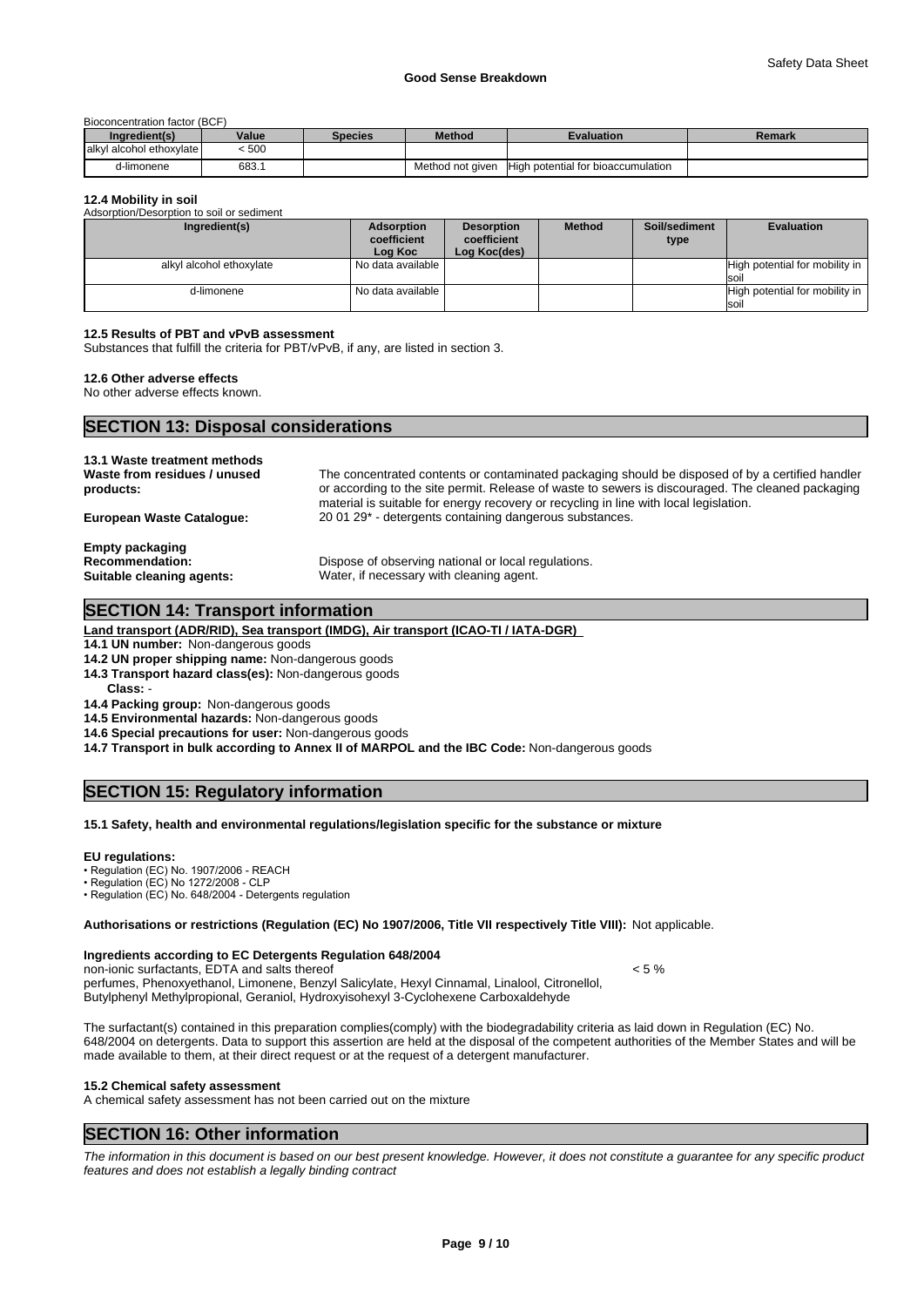Bioconcentration factor (BCF)

| Ingredient(s) | Value | Species | Method | Evaluation | Remark |
|---|---|---|---|---|---|
| alkyl alcohol ethoxylate | < 500 | | | | |
| d-limonene | 683.1 | | Method not given | High potential for bioaccumulation | |

### 12.4 Mobility in soil

Adsorption/Desorption to soil or sediment

| Ingredient(s) | Adsorption coefficient Log Koc | Desorption coefficient Log Koc(des) | Method | Soil/sediment type | Evaluation |
|---|---|---|---|---|---|
| alkyl alcohol ethoxylate | No data available | | | | High potential for mobility in soil |
| d-limonene | No data available | | | | High potential for mobility in soil |

### 12.5 Results of PBT and vPvB assessment

Substances that fulfill the criteria for PBT/vPvB, if any, are listed in section 3.

### 12.6 Other adverse effects

No other adverse effects known.

## SECTION 13: Disposal considerations

### 13.1 Waste treatment methods

**Waste from residues / unused products:** The concentrated contents or contaminated packaging should be disposed of by a certified handler or according to the site permit. Release of waste to sewers is discouraged. The cleaned packaging material is suitable for energy recovery or recycling in line with local legislation.

**European Waste Catalogue:** 20 01 29* - detergents containing dangerous substances.

**Empty packaging**

**Recommendation:** Dispose of observing national or local regulations.

**Suitable cleaning agents:** Water, if necessary with cleaning agent.

## SECTION 14: Transport information

**Land transport (ADR/RID), Sea transport (IMDG), Air transport (ICAO-TI / IATA-DGR)**

**14.1 UN number:** Non-dangerous goods

**14.2 UN proper shipping name:** Non-dangerous goods

**14.3 Transport hazard class(es):** Non-dangerous goods

**Class:** -

**14.4 Packing group:** Non-dangerous goods

**14.5 Environmental hazards:** Non-dangerous goods

**14.6 Special precautions for user:** Non-dangerous goods

**14.7 Transport in bulk according to Annex II of MARPOL and the IBC Code:** Non-dangerous goods

## SECTION 15: Regulatory information

### 15.1 Safety, health and environmental regulations/legislation specific for the substance or mixture

**EU regulations:**

- Regulation (EC) No. 1907/2006 - REACH
- Regulation (EC) No 1272/2008 - CLP
- Regulation (EC) No. 648/2004 - Detergents regulation

**Authorisations or restrictions (Regulation (EC) No 1907/2006, Title VII respectively Title VIII):** Not applicable.

**Ingredients according to EC Detergents Regulation 648/2004**

non-ionic surfactants, EDTA and salts thereof < 5 %

perfumes, Phenoxyethanol, Limonene, Benzyl Salicylate, Hexyl Cinnamal, Linalool, Citronellol, Butylphenyl Methylpropional, Geraniol, Hydroxyisohexyl 3-Cyclohexene Carboxaldehyde

The surfactant(s) contained in this preparation complies(comply) with the biodegradability criteria as laid down in Regulation (EC) No. 648/2004 on detergents. Data to support this assertion are held at the disposal of the competent authorities of the Member States and will be made available to them, at their direct request or at the request of a detergent manufacturer.

### 15.2 Chemical safety assessment

A chemical safety assessment has not been carried out on the mixture

## SECTION 16: Other information

*The information in this document is based on our best present knowledge. However, it does not constitute a guarantee for any specific product features and does not establish a legally binding contract*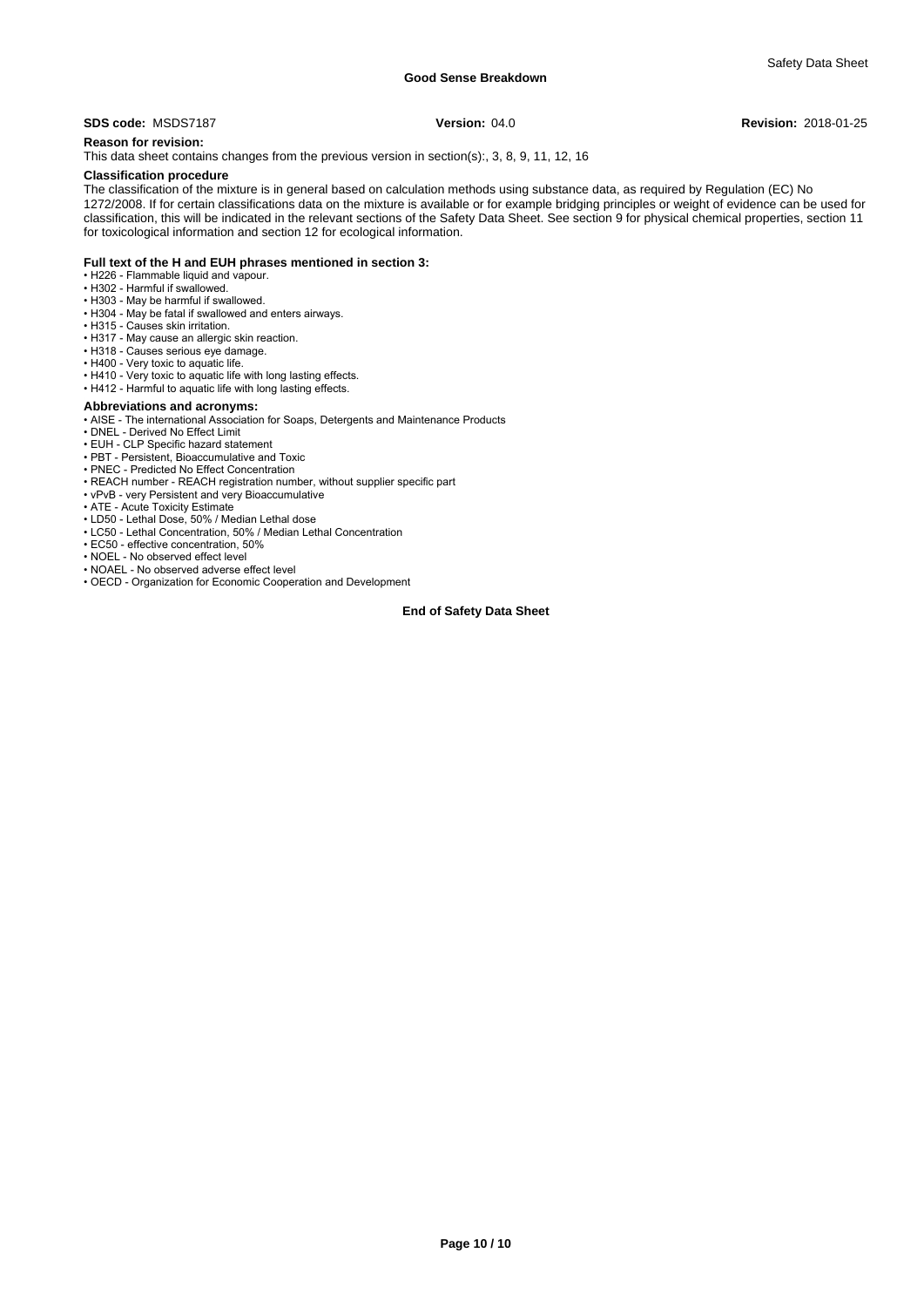**SDS code:** MSDS7187 **Version:** 04.0 **Revision:** 2018-01-25

**Reason for revision:**

This data sheet contains changes from the previous version in section(s):, 3, 8, 9, 11, 12, 16

**Classification procedure**

The classification of the mixture is in general based on calculation methods using substance data, as required by Regulation (EC) No 1272/2008. If for certain classifications data on the mixture is available or for example bridging principles or weight of evidence can be used for classification, this will be indicated in the relevant sections of the Safety Data Sheet. See section 9 for physical chemical properties, section 11 for toxicological information and section 12 for ecological information.

**Full text of the H and EUH phrases mentioned in section 3:**

- H226 - Flammable liquid and vapour.
- H302 - Harmful if swallowed.
- H303 - May be harmful if swallowed.
- H304 - May be fatal if swallowed and enters airways.
- H315 - Causes skin irritation.
- H317 - May cause an allergic skin reaction.
- H318 - Causes serious eye damage.
- H400 - Very toxic to aquatic life.
- H410 - Very toxic to aquatic life with long lasting effects.
- H412 - Harmful to aquatic life with long lasting effects.

**Abbreviations and acronyms:**

- AISE - The international Association for Soaps, Detergents and Maintenance Products
- DNEL - Derived No Effect Limit
- EUH - CLP Specific hazard statement
- PBT - Persistent, Bioaccumulative and Toxic
- PNEC - Predicted No Effect Concentration
- REACH number - REACH registration number, without supplier specific part
- vPvB - very Persistent and very Bioaccumulative
- ATE - Acute Toxicity Estimate
- LD50 - Lethal Dose, 50% / Median Lethal dose
- LC50 - Lethal Concentration, 50% / Median Lethal Concentration
- EC50 - effective concentration, 50%
- NOEL - No observed effect level
- NOAEL - No observed adverse effect level
- OECD - Organization for Economic Cooperation and Development

**End of Safety Data Sheet**